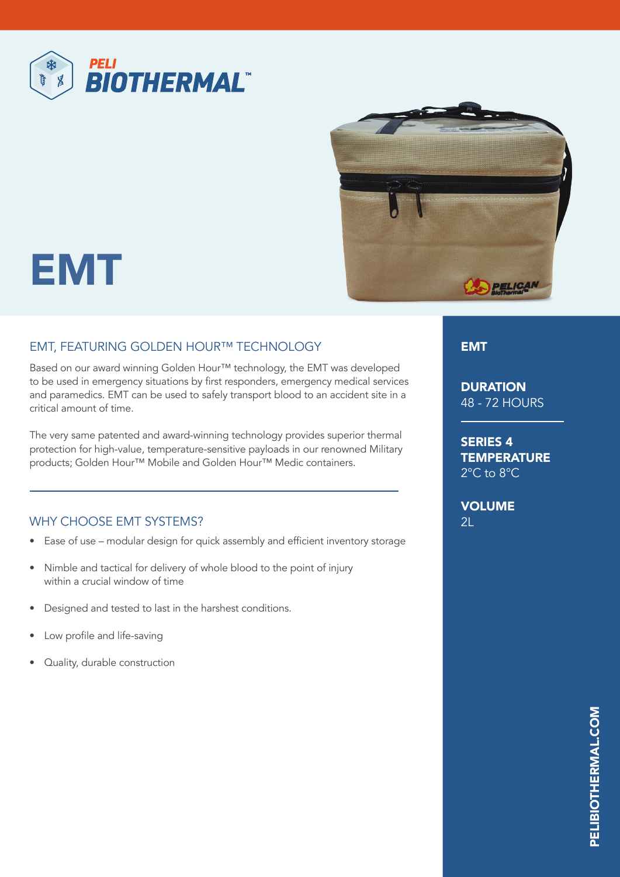PELI BIOTHERMAL™

# EMT

## EMT, FEATURING GOLDEN HOUR™ TECHNOLOGY

Based on our award winning Golden Hour™ technology, the EMT was developed to be used in emergency situations by first responders, emergency medical services and paramedics. EMT can be used to safely transport blood to an accident site in a critical amount of time.

The very same patented and award-winning technology provides superior thermal protection for high-value, temperature-sensitive payloads in our renowned Military products; Golden Hour™ Mobile and Golden Hour™ Medic containers.

## WHY CHOOSE EMT SYSTEMS?

- Ease of use – modular design for quick assembly and efficient inventory storage
- Nimble and tactical for delivery of whole blood to the point of injury within a crucial window of time
- Designed and tested to last in the harshest conditions.
- Low profile and life-saving
- Quality, durable construction

### EMT

**DURATION**
48 - 72 HOURS

**SERIES 4 TEMPERATURE**
2°C to 8°C

**VOLUME**
2L

PELIBIOTHERMAL.COM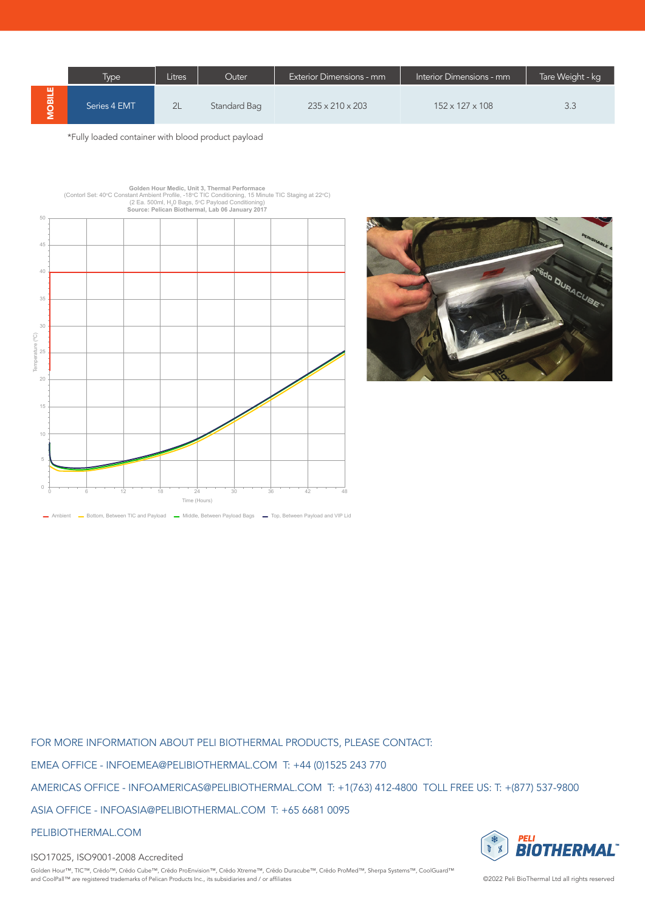| | Type | Litres | Outer | Exterior Dimensions - mm | Interior Dimensions - mm | Tare Weight - kg |
|---|---|---|---|---|---|---|
| MOBILE | Series 4 EMT | 2L | Standard Bag | 235 x 210 x 203 | 152 x 127 x 108 | 3.3 |

*Fully loaded container with blood product payload

**Golden Hour Medic, Unit 3, Thermal Performace**
(Contorl Set: 40°C Constant Ambient Profile, -18°C TIC Conditioning, 15 Minute TIC Staging at 22°C)
(2 Ea. 500ml, $H_2O$ Bags, 5°C Payload Conditioning)
**Source: Pelican Biothermal, Lab 06 January 2017**

Temperature (°C)
50
45
40
35
30
25
20
15
10
5
0

Time (Hours)
0 6 12 18 24 30 36 42 48

Ambient — Bottom, Between TIC and Payload — Middle, Between Payload Bags — Top, Between Payload and VIP Lid

FOR MORE INFORMATION ABOUT PELI BIOTHERMAL PRODUCTS, PLEASE CONTACT:

EMEA OFFICE - INFOEMEA@PELIBIOTHERMAL.COM T: +44 (0)1525 243 770

AMERICAS OFFICE - INFOAMERICAS@PELIBIOTHERMAL.COM T: +1(763) 412-4800 TOLL FREE US: T: +(877) 537-9800

ASIA OFFICE - INFOASIA@PELIBIOTHERMAL.COM T: +65 6681 0095

PELIBIOTHERMAL.COM

ISO17025, ISO9001-2008 Accredited

Golden Hour™, TIC™, Crēdo™, Crēdo Cube™, Crēdo ProEnvision™, Crēdo Xtreme™, Crēdo Duracube™, Crēdo ProMed™, Sherpa Systems™, CoolGuard™ and CoolPall™ are registered trademarks of Pelican Products Inc., its subsidiaries and / or affiliates

PELI BIOTHERMAL™

©2022 Peli BioThermal Ltd all rights reserved